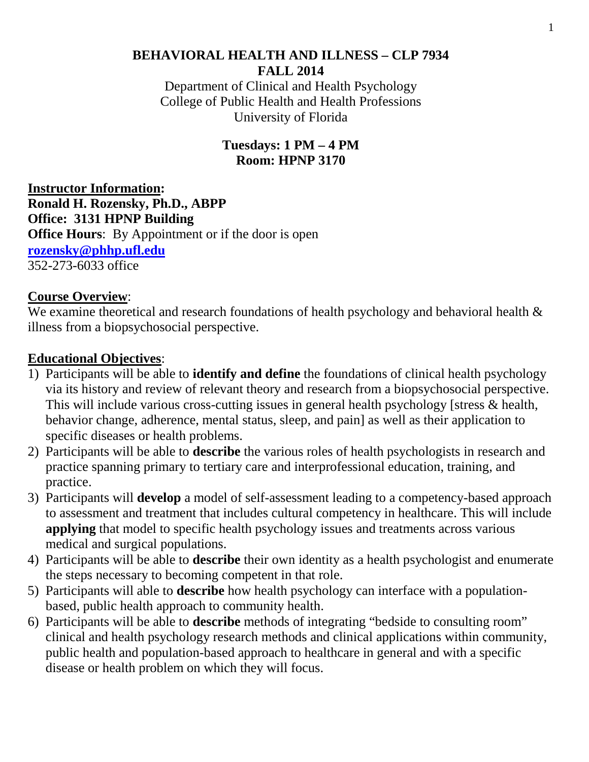# BEHAVIORAL HEALTH AND ILLNESS – CLP 7934
## FALL 2014

Department of Clinical and Health Psychology
College of Public Health and Health Professions
University of Florida

**Tuesdays: 1 PM – 4 PM**
**Room: HPNP 3170**

**Instructor Information:**
**Ronald H. Rozensky, Ph.D., ABPP**
**Office: 3131 HPNP Building**
**Office Hours**: By Appointment or if the door is open
**rozensky@phhp.ufl.edu**
352-273-6033 office

**Course Overview**:
We examine theoretical and research foundations of health psychology and behavioral health & illness from a biopsychosocial perspective.

**Educational Objectives**:

1) Participants will be able to **identify and define** the foundations of clinical health psychology via its history and review of relevant theory and research from a biopsychosocial perspective. This will include various cross-cutting issues in general health psychology [stress & health, behavior change, adherence, mental status, sleep, and pain] as well as their application to specific diseases or health problems.
2) Participants will be able to **describe** the various roles of health psychologists in research and practice spanning primary to tertiary care and interprofessional education, training, and practice.
3) Participants will **develop** a model of self-assessment leading to a competency-based approach to assessment and treatment that includes cultural competency in healthcare. This will include **applying** that model to specific health psychology issues and treatments across various medical and surgical populations.
4) Participants will be able to **describe** their own identity as a health psychologist and enumerate the steps necessary to becoming competent in that role.
5) Participants will able to **describe** how health psychology can interface with a population-based, public health approach to community health.
6) Participants will be able to **describe** methods of integrating "bedside to consulting room" clinical and health psychology research methods and clinical applications within community, public health and population-based approach to healthcare in general and with a specific disease or health problem on which they will focus.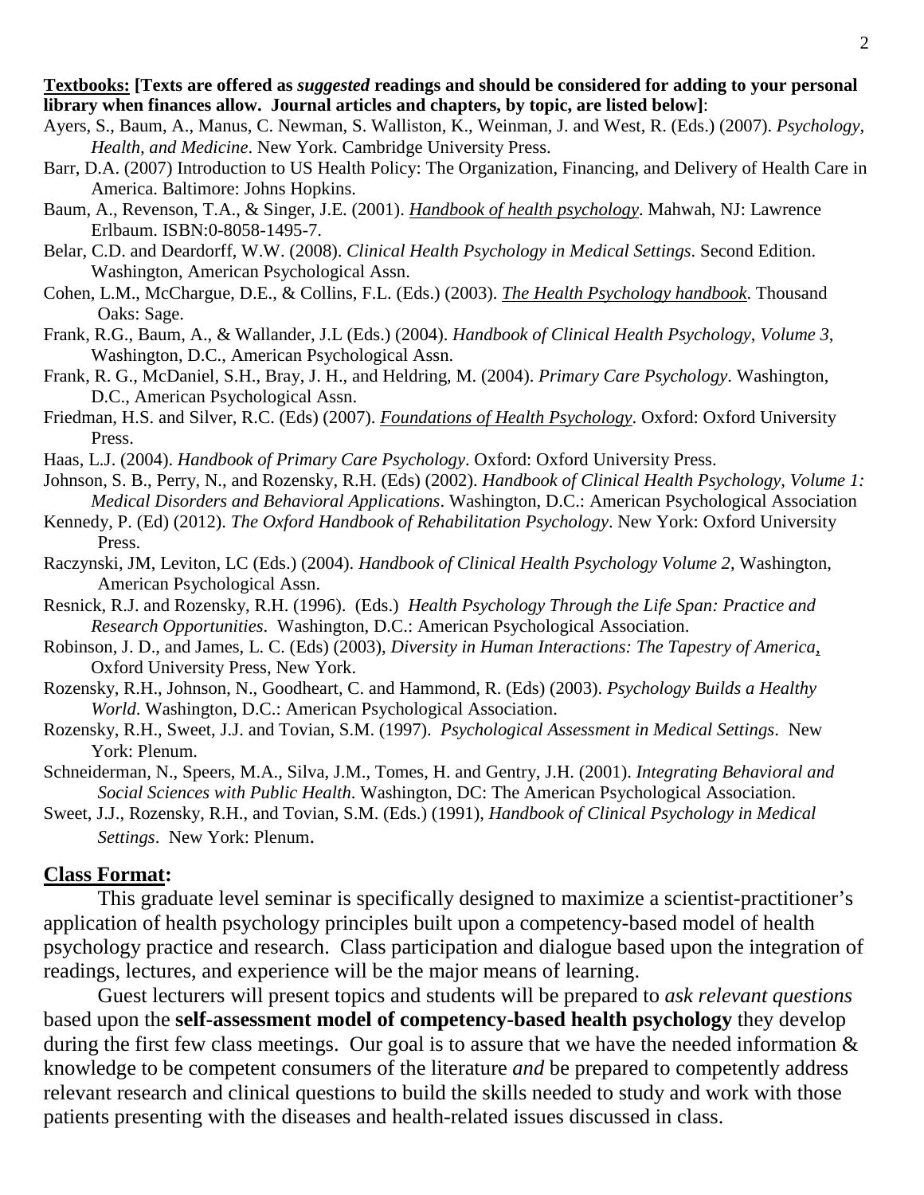**Textbooks: [Texts are offered as *suggested* readings and should be considered for adding to your personal library when finances allow. Journal articles and chapters, by topic, are listed below]**:

Ayers, S., Baum, A., Manus, C. Newman, S. Walliston, K., Weinman, J. and West, R. (Eds.) (2007). *Psychology, Health, and Medicine*. New York. Cambridge University Press.

Barr, D.A. (2007) Introduction to US Health Policy: The Organization, Financing, and Delivery of Health Care in America. Baltimore: Johns Hopkins.

Baum, A., Revenson, T.A., & Singer, J.E. (2001). *Handbook of health psychology*. Mahwah, NJ: Lawrence Erlbaum. ISBN:0-8058-1495-7.

Belar, C.D. and Deardorff, W.W. (2008). *Clinical Health Psychology in Medical Settings.* Second Edition. Washington, American Psychological Assn.

Cohen, L.M., McChargue, D.E., & Collins, F.L. (Eds.) (2003). *The Health Psychology handbook*. Thousand Oaks: Sage.

Frank, R.G., Baum, A., & Wallander, J.L (Eds.) (2004). *Handbook of Clinical Health Psychology*, *Volume 3*, Washington, D.C., American Psychological Assn.

Frank, R. G., McDaniel, S.H., Bray, J. H., and Heldring, M. (2004). *Primary Care Psychology*. Washington, D.C., American Psychological Assn.

Friedman, H.S. and Silver, R.C. (Eds) (2007). *Foundations of Health Psychology*. Oxford: Oxford University Press.

Haas, L.J. (2004). *Handbook of Primary Care Psychology*. Oxford: Oxford University Press.

Johnson, S. B., Perry, N., and Rozensky, R.H. (Eds) (2002). *Handbook of Clinical Health Psychology, Volume 1: Medical Disorders and Behavioral Applications*. Washington, D.C.: American Psychological Association

Kennedy, P. (Ed) (2012). *The Oxford Handbook of Rehabilitation Psychology*. New York: Oxford University Press.

Raczynski, JM, Leviton, LC (Eds.) (2004). *Handbook of Clinical Health Psychology Volume 2,* Washington, American Psychological Assn.

Resnick, R.J. and Rozensky, R.H. (1996). (Eds.) *Health Psychology Through the Life Span: Practice and Research Opportunities*. Washington, D.C.: American Psychological Association.

Robinson, J. D., and James, L. C. (Eds) (2003), *Diversity in Human Interactions: The Tapestry of America*, Oxford University Press, New York.

Rozensky, R.H., Johnson, N., Goodheart, C. and Hammond, R. (Eds) (2003). *Psychology Builds a Healthy World*. Washington, D.C.: American Psychological Association.

Rozensky, R.H., Sweet, J.J. and Tovian, S.M. (1997). *Psychological Assessment in Medical Settings*. New York: Plenum.

Schneiderman, N., Speers, M.A., Silva, J.M., Tomes, H. and Gentry, J.H. (2001). *Integrating Behavioral and Social Sciences with Public Health*. Washington, DC: The American Psychological Association.

Sweet, J.J., Rozensky, R.H., and Tovian, S.M. (Eds.) (1991), *Handbook of Clinical Psychology in Medical Settings*. New York: Plenum.

## Class Format:

This graduate level seminar is specifically designed to maximize a scientist-practitioner's application of health psychology principles built upon a competency-based model of health psychology practice and research. Class participation and dialogue based upon the integration of readings, lectures, and experience will be the major means of learning.

Guest lecturers will present topics and students will be prepared to *ask relevant questions* based upon the **self-assessment model of competency-based health psychology** they develop during the first few class meetings. Our goal is to assure that we have the needed information & knowledge to be competent consumers of the literature *and* be prepared to competently address relevant research and clinical questions to build the skills needed to study and work with those patients presenting with the diseases and health-related issues discussed in class.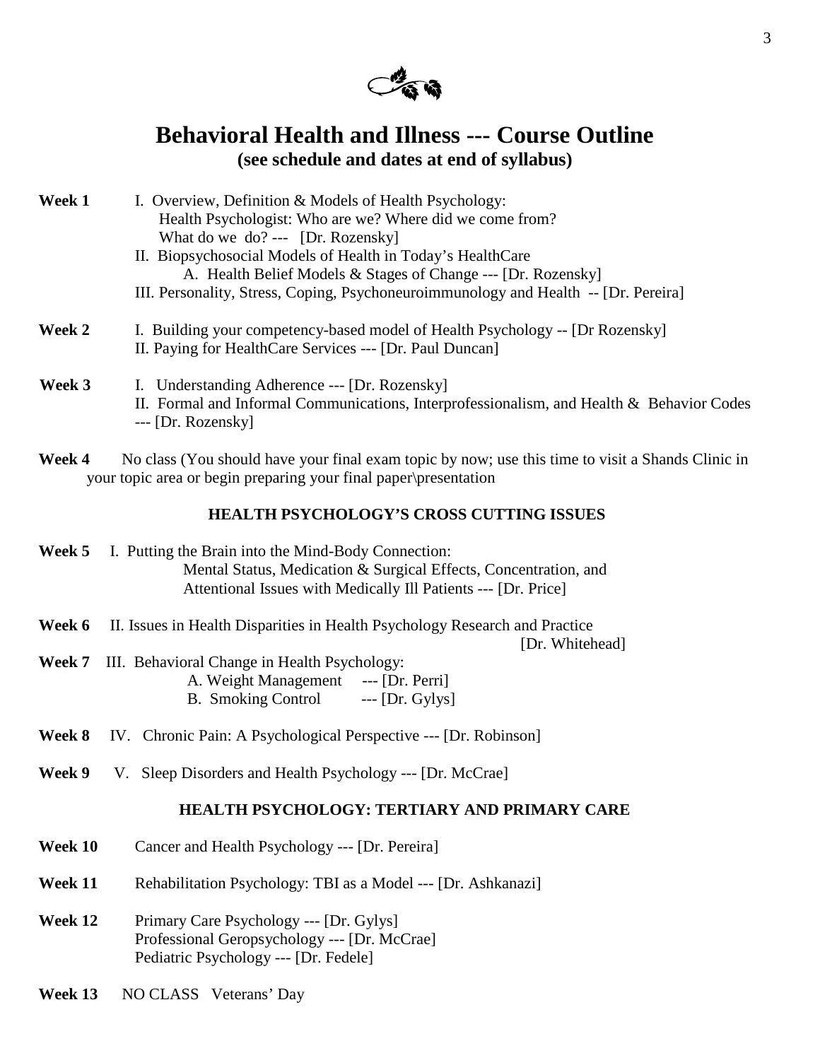# Behavioral Health and Illness --- Course Outline

**(see schedule and dates at end of syllabus)**

**Week 1** I. Overview, Definition & Models of Health Psychology:
Health Psychologist: Who are we? Where did we come from?
What do we do? --- [Dr. Rozensky]
II. Biopsychosocial Models of Health in Today's HealthCare
A. Health Belief Models & Stages of Change --- [Dr. Rozensky]
III. Personality, Stress, Coping, Psychoneuroimmunology and Health -- [Dr. Pereira]

**Week 2** I. Building your competency-based model of Health Psychology -- [Dr Rozensky]
II. Paying for HealthCare Services --- [Dr. Paul Duncan]

**Week 3** I. Understanding Adherence --- [Dr. Rozensky]
II. Formal and Informal Communications, Interprofessionalism, and Health & Behavior Codes --- [Dr. Rozensky]

**Week 4** No class (You should have your final exam topic by now; use this time to visit a Shands Clinic in your topic area or begin preparing your final paper\presentation

### HEALTH PSYCHOLOGY'S CROSS CUTTING ISSUES

**Week 5** I. Putting the Brain into the Mind-Body Connection:
Mental Status, Medication & Surgical Effects, Concentration, and
Attentional Issues with Medically Ill Patients --- [Dr. Price]

**Week 6** II. Issues in Health Disparities in Health Psychology Research and Practice
[Dr. Whitehead]

**Week 7** III. Behavioral Change in Health Psychology:
A. Weight Management --- [Dr. Perri]
B. Smoking Control --- [Dr. Gylys]

**Week 8** IV. Chronic Pain: A Psychological Perspective --- [Dr. Robinson]

**Week 9** V. Sleep Disorders and Health Psychology --- [Dr. McCrae]

### HEALTH PSYCHOLOGY: TERTIARY AND PRIMARY CARE

**Week 10** Cancer and Health Psychology --- [Dr. Pereira]

**Week 11** Rehabilitation Psychology: TBI as a Model --- [Dr. Ashkanazi]

**Week 12** Primary Care Psychology --- [Dr. Gylys]
Professional Geropsychology --- [Dr. McCrae]
Pediatric Psychology --- [Dr. Fedele]

**Week 13** NO CLASS Veterans' Day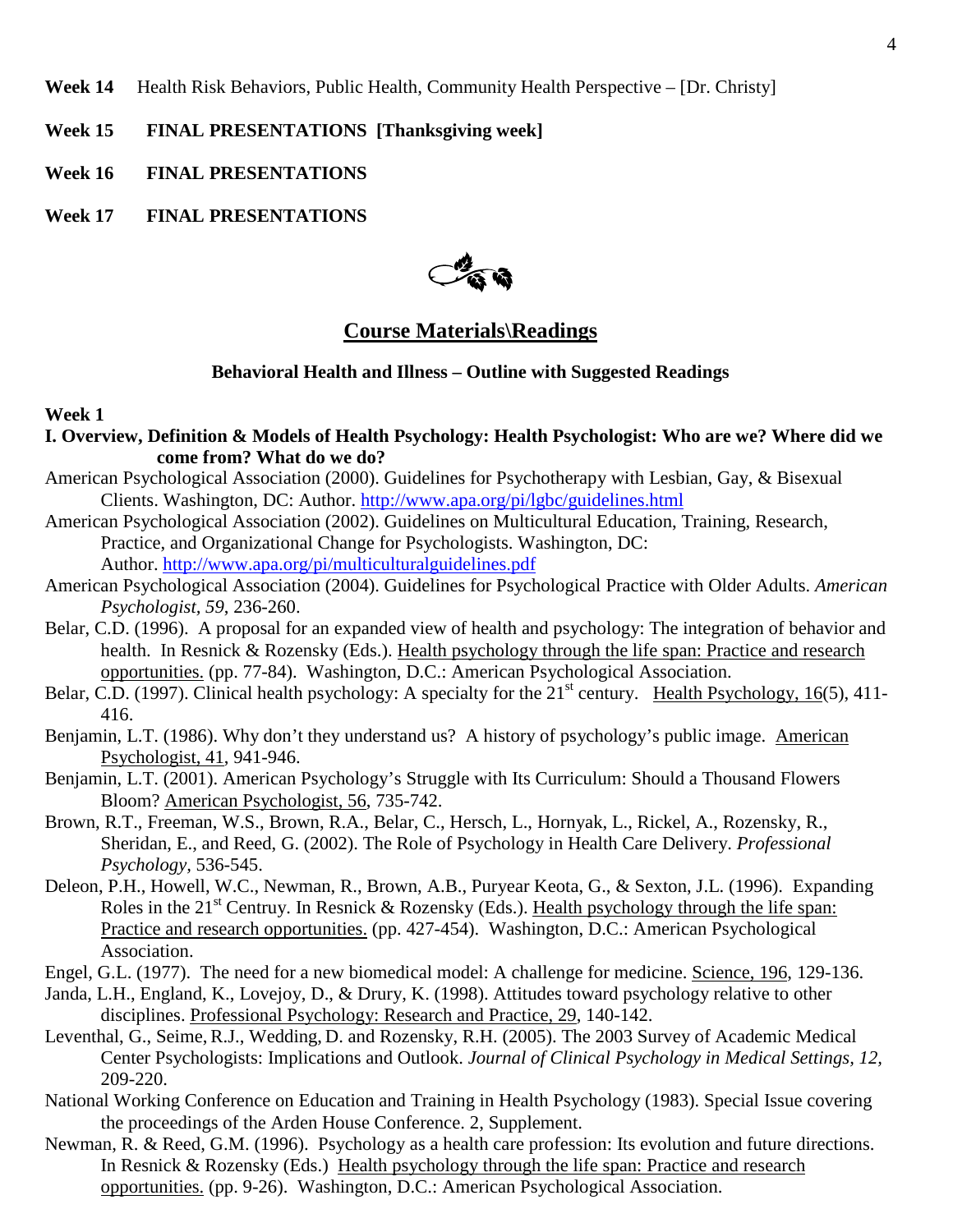**Week 14** Health Risk Behaviors, Public Health, Community Health Perspective – [Dr. Christy]

**Week 15 FINAL PRESENTATIONS [Thanksgiving week]**

**Week 16 FINAL PRESENTATIONS**

**Week 17 FINAL PRESENTATIONS**

## Course Materials\Readings

### Behavioral Health and Illness – Outline with Suggested Readings

**Week 1**

**I. Overview, Definition & Models of Health Psychology: Health Psychologist: Who are we? Where did we come from? What do we do?**

American Psychological Association (2000). Guidelines for Psychotherapy with Lesbian, Gay, & Bisexual Clients. Washington, DC: Author. http://www.apa.org/pi/lgbc/guidelines.html

American Psychological Association (2002). Guidelines on Multicultural Education, Training, Research, Practice, and Organizational Change for Psychologists. Washington, DC: Author. http://www.apa.org/pi/multiculturalguidelines.pdf

American Psychological Association (2004). Guidelines for Psychological Practice with Older Adults. *American Psychologist, 59*, 236-260.

Belar, C.D. (1996). A proposal for an expanded view of health and psychology: The integration of behavior and health. In Resnick & Rozensky (Eds.). Health psychology through the life span: Practice and research opportunities. (pp. 77-84). Washington, D.C.: American Psychological Association.

Belar, C.D. (1997). Clinical health psychology: A specialty for the 21st century. Health Psychology, 16(5), 411-416.

Benjamin, L.T. (1986). Why don't they understand us? A history of psychology's public image. American Psychologist, 41, 941-946.

Benjamin, L.T. (2001). American Psychology's Struggle with Its Curriculum: Should a Thousand Flowers Bloom? American Psychologist, 56, 735-742.

Brown, R.T., Freeman, W.S., Brown, R.A., Belar, C., Hersch, L., Hornyak, L., Rickel, A., Rozensky, R., Sheridan, E., and Reed, G. (2002). The Role of Psychology in Health Care Delivery. *Professional Psychology*, 536-545.

Deleon, P.H., Howell, W.C., Newman, R., Brown, A.B., Puryear Keota, G., & Sexton, J.L. (1996). Expanding Roles in the 21st Centruy. In Resnick & Rozensky (Eds.). Health psychology through the life span: Practice and research opportunities. (pp. 427-454). Washington, D.C.: American Psychological Association.

Engel, G.L. (1977). The need for a new biomedical model: A challenge for medicine. Science, 196, 129-136.

Janda, L.H., England, K., Lovejoy, D., & Drury, K. (1998). Attitudes toward psychology relative to other disciplines. Professional Psychology: Research and Practice, 29, 140-142.

Leventhal, G., Seime, R.J., Wedding, D. and Rozensky, R.H. (2005). The 2003 Survey of Academic Medical Center Psychologists: Implications and Outlook. *Journal of Clinical Psychology in Medical Settings, 12,* 209-220.

National Working Conference on Education and Training in Health Psychology (1983). Special Issue covering the proceedings of the Arden House Conference. 2, Supplement.

Newman, R. & Reed, G.M. (1996). Psychology as a health care profession: Its evolution and future directions. In Resnick & Rozensky (Eds.) Health psychology through the life span: Practice and research opportunities. (pp. 9-26). Washington, D.C.: American Psychological Association.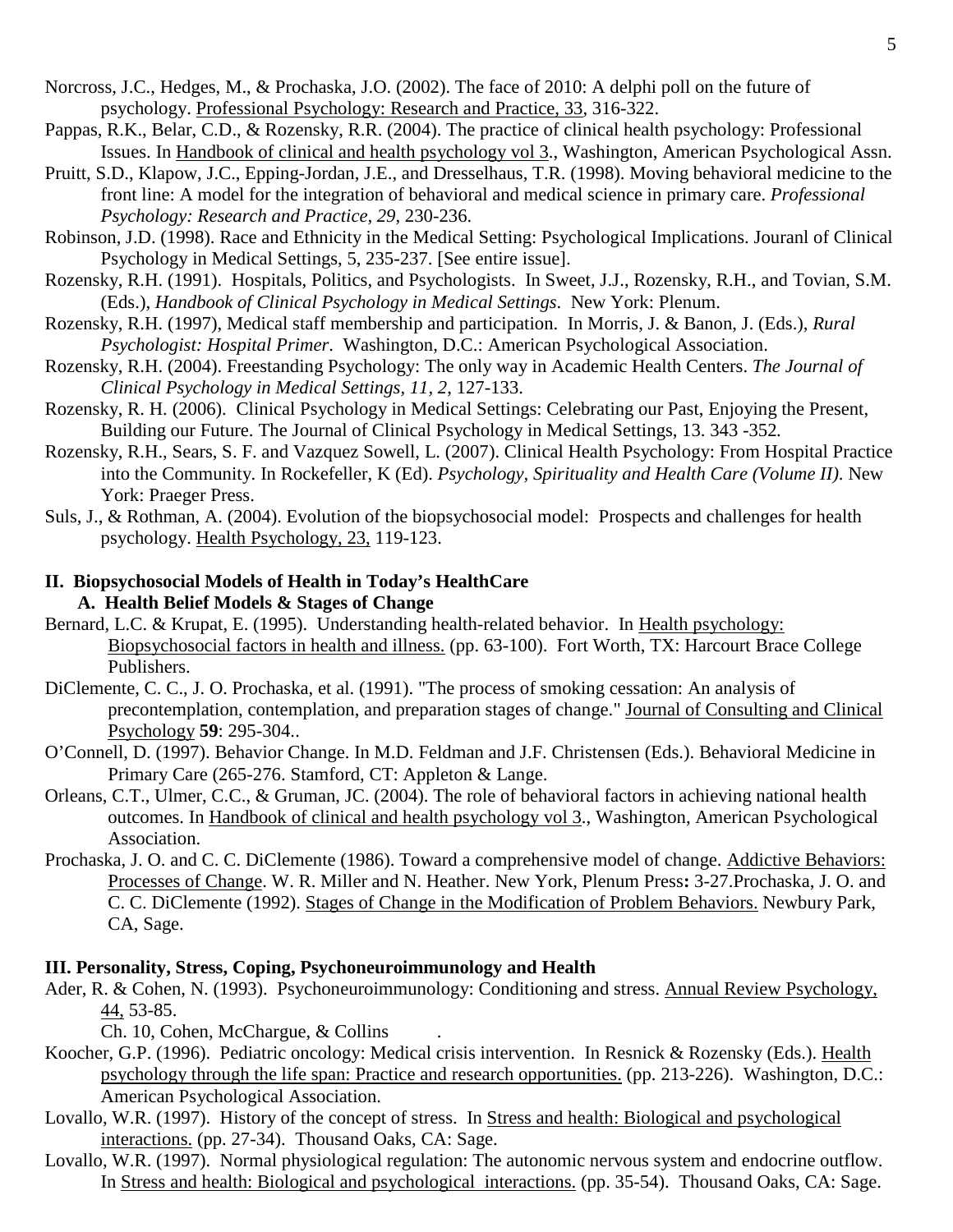Norcross, J.C., Hedges, M., & Prochaska, J.O. (2002). The face of 2010: A delphi poll on the future of psychology. Professional Psychology: Research and Practice, 33, 316-322.

Pappas, R.K., Belar, C.D., & Rozensky, R.R. (2004). The practice of clinical health psychology: Professional Issues. In Handbook of clinical and health psychology vol 3., Washington, American Psychological Assn.

Pruitt, S.D., Klapow, J.C., Epping-Jordan, J.E., and Dresselhaus, T.R. (1998). Moving behavioral medicine to the front line: A model for the integration of behavioral and medical science in primary care. *Professional Psychology: Research and Practice, 29*, 230-236.

Robinson, J.D. (1998). Race and Ethnicity in the Medical Setting: Psychological Implications. Jouranl of Clinical Psychology in Medical Settings, 5, 235-237. [See entire issue].

Rozensky, R.H. (1991). Hospitals, Politics, and Psychologists. In Sweet, J.J., Rozensky, R.H., and Tovian, S.M. (Eds.), *Handbook of Clinical Psychology in Medical Settings*. New York: Plenum.

Rozensky, R.H. (1997), Medical staff membership and participation. In Morris, J. & Banon, J. (Eds.), *Rural Psychologist: Hospital Primer*. Washington, D.C.: American Psychological Association.

Rozensky, R.H. (2004). Freestanding Psychology: The only way in Academic Health Centers. *The Journal of Clinical Psychology in Medical Settings, 11, 2*, 127-133.

Rozensky, R. H. (2006). Clinical Psychology in Medical Settings: Celebrating our Past, Enjoying the Present, Building our Future. The Journal of Clinical Psychology in Medical Settings, 13. 343 -352.

Rozensky, R.H., Sears, S. F. and Vazquez Sowell, L. (2007). Clinical Health Psychology: From Hospital Practice into the Community. In Rockefeller, K (Ed). *Psychology, Spirituality and Health Care (Volume II)*. New York: Praeger Press.

Suls, J., & Rothman, A. (2004). Evolution of the biopsychosocial model: Prospects and challenges for health psychology. Health Psychology, 23, 119-123.

## II. Biopsychosocial Models of Health in Today's HealthCare

### A. Health Belief Models & Stages of Change

Bernard, L.C. & Krupat, E. (1995). Understanding health-related behavior. In Health psychology: Biopsychosocial factors in health and illness. (pp. 63-100). Fort Worth, TX: Harcourt Brace College Publishers.

DiClemente, C. C., J. O. Prochaska, et al. (1991). "The process of smoking cessation: An analysis of precontemplation, contemplation, and preparation stages of change." Journal of Consulting and Clinical Psychology **59**: 295-304..

O'Connell, D. (1997). Behavior Change. In M.D. Feldman and J.F. Christensen (Eds.). Behavioral Medicine in Primary Care (265-276. Stamford, CT: Appleton & Lange.

Orleans, C.T., Ulmer, C.C., & Gruman, JC. (2004). The role of behavioral factors in achieving national health outcomes. In Handbook of clinical and health psychology vol 3., Washington, American Psychological Association.

Prochaska, J. O. and C. C. DiClemente (1986). Toward a comprehensive model of change. Addictive Behaviors: Processes of Change. W. R. Miller and N. Heather. New York, Plenum Press**:** 3-27.Prochaska, J. O. and C. C. DiClemente (1992). Stages of Change in the Modification of Problem Behaviors. Newbury Park, CA, Sage.

## III. Personality, Stress, Coping, Psychoneuroimmunology and Health

Ader, R. & Cohen, N. (1993). Psychoneuroimmunology: Conditioning and stress. Annual Review Psychology, 44, 53-85.

Ch. 10, Cohen, McChargue, & Collins .

Koocher, G.P. (1996). Pediatric oncology: Medical crisis intervention. In Resnick & Rozensky (Eds.). Health psychology through the life span: Practice and research opportunities. (pp. 213-226). Washington, D.C.: American Psychological Association.

Lovallo, W.R. (1997). History of the concept of stress. In Stress and health: Biological and psychological interactions. (pp. 27-34). Thousand Oaks, CA: Sage.

Lovallo, W.R. (1997). Normal physiological regulation: The autonomic nervous system and endocrine outflow. In Stress and health: Biological and psychological interactions. (pp. 35-54). Thousand Oaks, CA: Sage.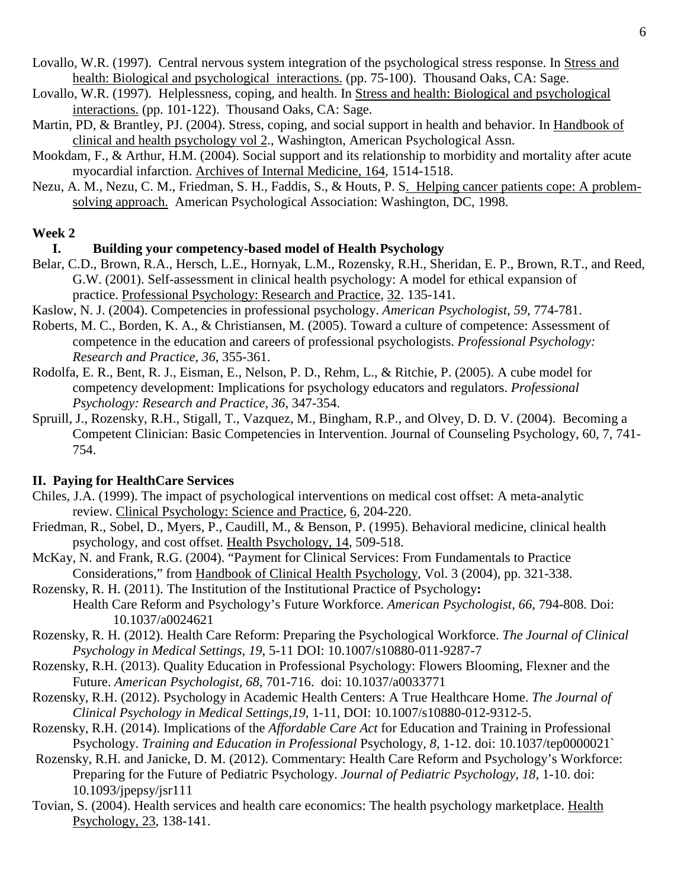Lovallo, W.R. (1997). Central nervous system integration of the psychological stress response. In Stress and health: Biological and psychological interactions. (pp. 75-100). Thousand Oaks, CA: Sage.

Lovallo, W.R. (1997). Helplessness, coping, and health. In Stress and health: Biological and psychological interactions. (pp. 101-122). Thousand Oaks, CA: Sage.

Martin, PD, & Brantley, PJ. (2004). Stress, coping, and social support in health and behavior. In Handbook of clinical and health psychology vol 2., Washington, American Psychological Assn.

Mookdam, F., & Arthur, H.M. (2004). Social support and its relationship to morbidity and mortality after acute myocardial infarction. Archives of Internal Medicine, 164, 1514-1518.

Nezu, A. M., Nezu, C. M., Friedman, S. H., Faddis, S., & Houts, P. S. Helping cancer patients cope: A problem-solving approach. American Psychological Association: Washington, DC, 1998.

**Week 2**

**I. Building your competency-based model of Health Psychology**

Belar, C.D., Brown, R.A., Hersch, L.E., Hornyak, L.M., Rozensky, R.H., Sheridan, E. P., Brown, R.T., and Reed, G.W. (2001). Self-assessment in clinical health psychology: A model for ethical expansion of practice. Professional Psychology: Research and Practice, 32. 135-141.

Kaslow, N. J. (2004). Competencies in professional psychology. *American Psychologist, 59*, 774-781.

Roberts, M. C., Borden, K. A., & Christiansen, M. (2005). Toward a culture of competence: Assessment of competence in the education and careers of professional psychologists. *Professional Psychology: Research and Practice, 36*, 355-361.

Rodolfa, E. R., Bent, R. J., Eisman, E., Nelson, P. D., Rehm, L., & Ritchie, P. (2005). A cube model for competency development: Implications for psychology educators and regulators. *Professional Psychology: Research and Practice, 36*, 347-354.

Spruill, J., Rozensky, R.H., Stigall, T., Vazquez, M., Bingham, R.P., and Olvey, D. D. V. (2004). Becoming a Competent Clinician: Basic Competencies in Intervention. Journal of Counseling Psychology, 60, 7, 741-754.

**II. Paying for HealthCare Services**

Chiles, J.A. (1999). The impact of psychological interventions on medical cost offset: A meta-analytic review. Clinical Psychology: Science and Practice, 6, 204-220.

Friedman, R., Sobel, D., Myers, P., Caudill, M., & Benson, P. (1995). Behavioral medicine, clinical health psychology, and cost offset. Health Psychology, 14, 509-518.

McKay, N. and Frank, R.G. (2004). "Payment for Clinical Services: From Fundamentals to Practice Considerations," from Handbook of Clinical Health Psychology, Vol. 3 (2004), pp. 321-338.

Rozensky, R. H. (2011). The Institution of the Institutional Practice of Psychology**:** Health Care Reform and Psychology's Future Workforce. *American Psychologist, 66*, 794-808. Doi: 10.1037/a0024621

Rozensky, R. H. (2012). Health Care Reform: Preparing the Psychological Workforce. *The Journal of Clinical Psychology in Medical Settings*, *19*, 5-11 DOI: 10.1007/s10880-011-9287-7

Rozensky, R.H. (2013). Quality Education in Professional Psychology: Flowers Blooming, Flexner and the Future. *American Psychologist, 68*, 701-716. doi: 10.1037/a0033771

Rozensky, R.H. (2012). Psychology in Academic Health Centers: A True Healthcare Home. *The Journal of Clinical Psychology in Medical Settings,19*, 1-11, DOI: 10.1007/s10880-012-9312-5.

Rozensky, R.H. (2014). Implications of the *Affordable Care Act* for Education and Training in Professional Psychology. *Training and Education in Professional* Psychology, *8*, 1-12. doi: 10.1037/tep0000021`

Rozensky, R.H. and Janicke, D. M. (2012). Commentary: Health Care Reform and Psychology's Workforce: Preparing for the Future of Pediatric Psychology. *Journal of Pediatric Psychology, 18*, 1-10. doi: 10.1093/jpepsy/jsr111

Tovian, S. (2004). Health services and health care economics: The health psychology marketplace. Health Psychology, 23, 138-141.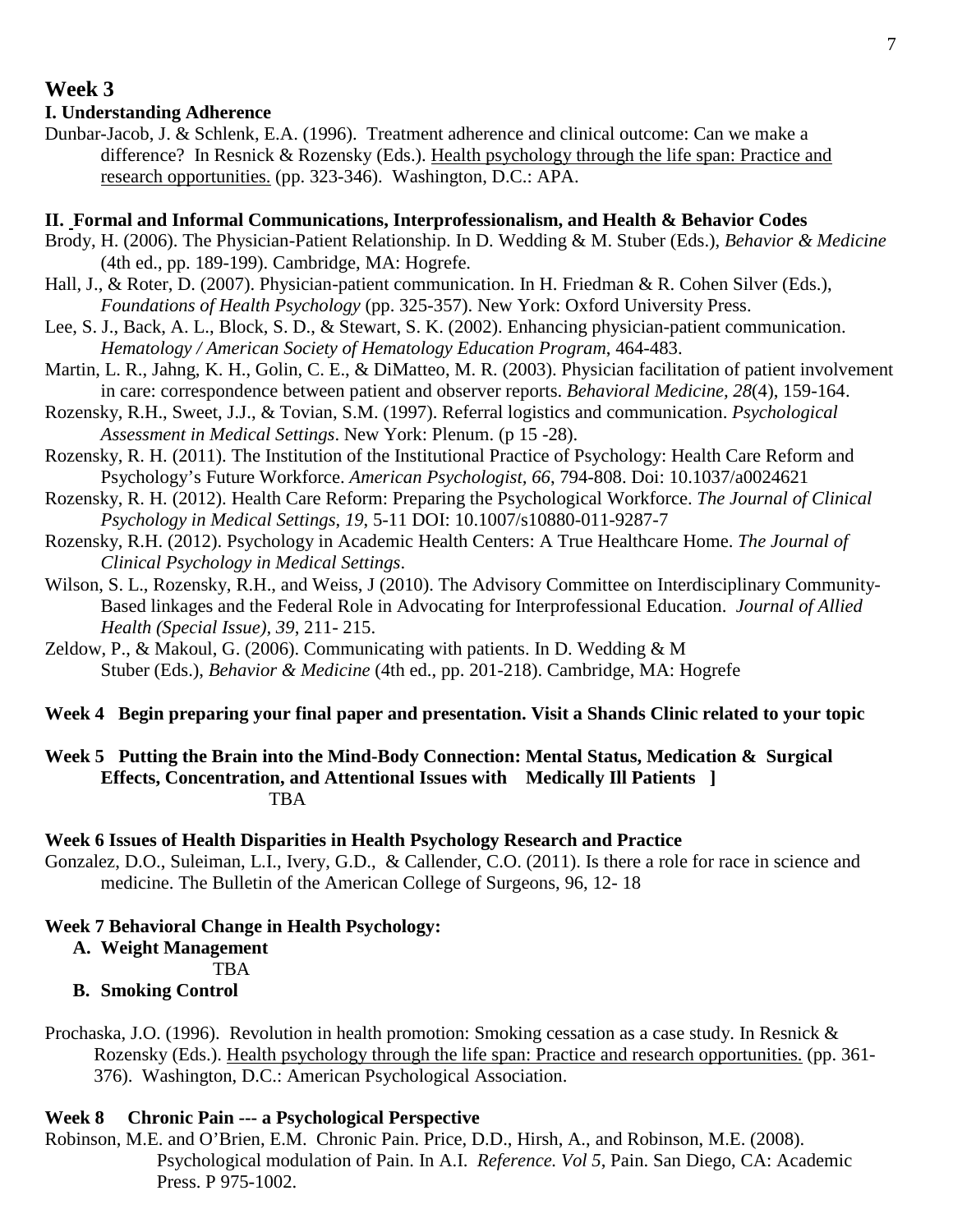## Week 3

### I. Understanding Adherence

Dunbar-Jacob, J. & Schlenk, E.A. (1996). Treatment adherence and clinical outcome: Can we make a difference? In Resnick & Rozensky (Eds.). Health psychology through the life span: Practice and research opportunities. (pp. 323-346). Washington, D.C.: APA.

### II. Formal and Informal Communications, Interprofessionalism, and Health & Behavior Codes

Brody, H. (2006). The Physician-Patient Relationship. In D. Wedding & M. Stuber (Eds.), *Behavior & Medicine* (4th ed., pp. 189-199). Cambridge, MA: Hogrefe.

Hall, J., & Roter, D. (2007). Physician-patient communication. In H. Friedman & R. Cohen Silver (Eds.), *Foundations of Health Psychology* (pp. 325-357). New York: Oxford University Press.

Lee, S. J., Back, A. L., Block, S. D., & Stewart, S. K. (2002). Enhancing physician-patient communication. *Hematology / American Society of Hematology Education Program*, 464-483.

Martin, L. R., Jahng, K. H., Golin, C. E., & DiMatteo, M. R. (2003). Physician facilitation of patient involvement in care: correspondence between patient and observer reports. *Behavioral Medicine, 28*(4), 159-164.

Rozensky, R.H., Sweet, J.J., & Tovian, S.M. (1997). Referral logistics and communication. *Psychological Assessment in Medical Settings*. New York: Plenum. (p 15 -28).

Rozensky, R. H. (2011). The Institution of the Institutional Practice of Psychology: Health Care Reform and Psychology's Future Workforce. *American Psychologist, 66*, 794-808. Doi: 10.1037/a0024621

Rozensky, R. H. (2012). Health Care Reform: Preparing the Psychological Workforce. *The Journal of Clinical Psychology in Medical Settings*, *19*, 5-11 DOI: 10.1007/s10880-011-9287-7

Rozensky, R.H. (2012). Psychology in Academic Health Centers: A True Healthcare Home. *The Journal of Clinical Psychology in Medical Settings*.

Wilson, S. L., Rozensky, R.H., and Weiss, J (2010). The Advisory Committee on Interdisciplinary Community-Based linkages and the Federal Role in Advocating for Interprofessional Education. *Journal of Allied Health (Special Issue), 39*, 211- 215.

Zeldow, P., & Makoul, G. (2006). Communicating with patients. In D. Wedding & M Stuber (Eds.), *Behavior & Medicine* (4th ed., pp. 201-218). Cambridge, MA: Hogrefe

### Week 4 Begin preparing your final paper and presentation. Visit a Shands Clinic related to your topic

### Week 5 Putting the Brain into the Mind-Body Connection: Mental Status, Medication & Surgical Effects, Concentration, and Attentional Issues with Medically Ill Patients ]

TBA

### Week 6 Issues of Health Disparities in Health Psychology Research and Practice

Gonzalez, D.O., Suleiman, L.I., Ivery, G.D., & Callender, C.O. (2011). Is there a role for race in science and medicine. The Bulletin of the American College of Surgeons, 96, 12- 18

### Week 7 Behavioral Change in Health Psychology:

**A. Weight Management**

TBA

**B. Smoking Control**

Prochaska, J.O. (1996). Revolution in health promotion: Smoking cessation as a case study. In Resnick & Rozensky (Eds.). Health psychology through the life span: Practice and research opportunities. (pp. 361-376). Washington, D.C.: American Psychological Association.

### Week 8 Chronic Pain --- a Psychological Perspective

Robinson, M.E. and O'Brien, E.M. Chronic Pain. Price, D.D., Hirsh, A., and Robinson, M.E. (2008). Psychological modulation of Pain. In A.I. *Reference. Vol 5*, Pain. San Diego, CA: Academic Press. P 975-1002.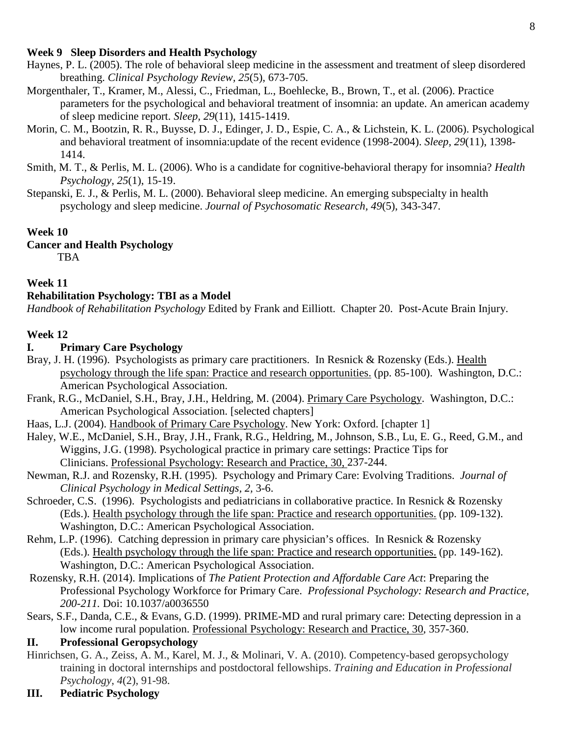**Week 9 Sleep Disorders and Health Psychology**

Haynes, P. L. (2005). The role of behavioral sleep medicine in the assessment and treatment of sleep disordered breathing. *Clinical Psychology Review, 25*(5), 673-705.

Morgenthaler, T., Kramer, M., Alessi, C., Friedman, L., Boehlecke, B., Brown, T., et al. (2006). Practice parameters for the psychological and behavioral treatment of insomnia: an update. An american academy of sleep medicine report. *Sleep, 29*(11), 1415-1419.

Morin, C. M., Bootzin, R. R., Buysse, D. J., Edinger, J. D., Espie, C. A., & Lichstein, K. L. (2006). Psychological and behavioral treatment of insomnia:update of the recent evidence (1998-2004). *Sleep, 29*(11), 1398-1414.

Smith, M. T., & Perlis, M. L. (2006). Who is a candidate for cognitive-behavioral therapy for insomnia? *Health Psychology, 25*(1), 15-19.

Stepanski, E. J., & Perlis, M. L. (2000). Behavioral sleep medicine. An emerging subspecialty in health psychology and sleep medicine. *Journal of Psychosomatic Research, 49*(5), 343-347.

**Week 10**

**Cancer and Health Psychology**

TBA

**Week 11**

**Rehabilitation Psychology: TBI as a Model**

*Handbook of Rehabilitation Psychology* Edited by Frank and Eilliott. Chapter 20. Post-Acute Brain Injury.

**Week 12**

**I. Primary Care Psychology**

Bray, J. H. (1996). Psychologists as primary care practitioners. In Resnick & Rozensky (Eds.). Health psychology through the life span: Practice and research opportunities. (pp. 85-100). Washington, D.C.: American Psychological Association.

Frank, R.G., McDaniel, S.H., Bray, J.H., Heldring, M. (2004). Primary Care Psychology. Washington, D.C.: American Psychological Association. [selected chapters]

Haas, L.J. (2004). Handbook of Primary Care Psychology. New York: Oxford. [chapter 1]

Haley, W.E., McDaniel, S.H., Bray, J.H., Frank, R.G., Heldring, M., Johnson, S.B., Lu, E. G., Reed, G.M., and Wiggins, J.G. (1998). Psychological practice in primary care settings: Practice Tips for Clinicians. Professional Psychology: Research and Practice, 30, 237-244.

Newman, R.J. and Rozensky, R.H. (1995). Psychology and Primary Care: Evolving Traditions. *Journal of Clinical Psychology in Medical Settings, 2,* 3-6.

Schroeder, C.S. (1996). Psychologists and pediatricians in collaborative practice. In Resnick & Rozensky (Eds.). Health psychology through the life span: Practice and research opportunities. (pp. 109-132). Washington, D.C.: American Psychological Association.

Rehm, L.P. (1996). Catching depression in primary care physician's offices. In Resnick & Rozensky (Eds.). Health psychology through the life span: Practice and research opportunities. (pp. 149-162). Washington, D.C.: American Psychological Association.

Rozensky, R.H. (2014). Implications of *The Patient Protection and Affordable Care Act*: Preparing the Professional Psychology Workforce for Primary Care. *Professional Psychology: Research and Practice, 200-211.* Doi: 10.1037/a0036550

Sears, S.F., Danda, C.E., & Evans, G.D. (1999). PRIME-MD and rural primary care: Detecting depression in a low income rural population. Professional Psychology: Research and Practice, 30, 357-360.

**II. Professional Geropsychology**

Hinrichsen, G. A., Zeiss, A. M., Karel, M. J., & Molinari, V. A. (2010). Competency-based geropsychology training in doctoral internships and postdoctoral fellowships. *Training and Education in Professional Psychology, 4*(2), 91-98.

**III. Pediatric Psychology**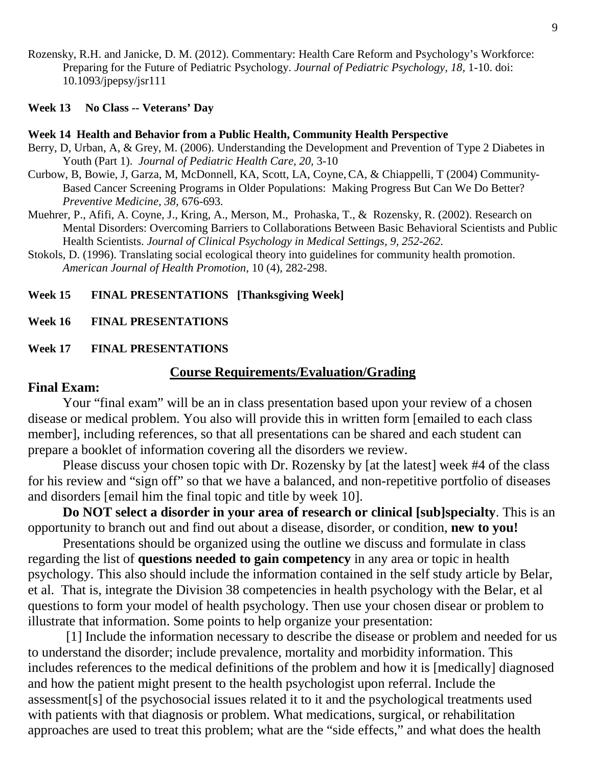Rozensky, R.H. and Janicke, D. M. (2012). Commentary: Health Care Reform and Psychology's Workforce: Preparing for the Future of Pediatric Psychology. *Journal of Pediatric Psychology, 18,* 1-10. doi: 10.1093/jpepsy/jsr111

**Week 13 No Class -- Veterans' Day**

**Week 14 Health and Behavior from a Public Health, Community Health Perspective**

Berry, D, Urban, A, & Grey, M. (2006). Understanding the Development and Prevention of Type 2 Diabetes in Youth (Part 1). *Journal of Pediatric Health Care, 20,* 3-10

Curbow, B, Bowie, J, Garza, M, McDonnell, KA, Scott, LA, Coyne, CA, & Chiappelli, T (2004) Community-Based Cancer Screening Programs in Older Populations: Making Progress But Can We Do Better? *Preventive Medicine, 38,* 676-693.

Muehrer, P., Afifi, A. Coyne, J., Kring, A., Merson, M., Prohaska, T., & Rozensky, R. (2002). Research on Mental Disorders: Overcoming Barriers to Collaborations Between Basic Behavioral Scientists and Public Health Scientists. *Journal of Clinical Psychology in Medical Settings, 9, 252-262.*

Stokols, D. (1996). Translating social ecological theory into guidelines for community health promotion. *American Journal of Health Promotion*, 10 (4), 282-298.

**Week 15 FINAL PRESENTATIONS [Thanksgiving Week]**

**Week 16 FINAL PRESENTATIONS**

**Week 17 FINAL PRESENTATIONS**

## Course Requirements/Evaluation/Grading

**Final Exam:**

Your "final exam" will be an in class presentation based upon your review of a chosen disease or medical problem. You also will provide this in written form [emailed to each class member], including references, so that all presentations can be shared and each student can prepare a booklet of information covering all the disorders we review.

Please discuss your chosen topic with Dr. Rozensky by [at the latest] week #4 of the class for his review and "sign off" so that we have a balanced, and non-repetitive portfolio of diseases and disorders [email him the final topic and title by week 10].

**Do NOT select a disorder in your area of research or clinical [sub]specialty**. This is an opportunity to branch out and find out about a disease, disorder, or condition, **new to you!**

Presentations should be organized using the outline we discuss and formulate in class regarding the list of **questions needed to gain competency** in any area or topic in health psychology. This also should include the information contained in the self study article by Belar, et al. That is, integrate the Division 38 competencies in health psychology with the Belar, et al questions to form your model of health psychology. Then use your chosen disear or problem to illustrate that information. Some points to help organize your presentation:

[1] Include the information necessary to describe the disease or problem and needed for us to understand the disorder; include prevalence, mortality and morbidity information. This includes references to the medical definitions of the problem and how it is [medically] diagnosed and how the patient might present to the health psychologist upon referral. Include the assessment[s] of the psychosocial issues related it to it and the psychological treatments used with patients with that diagnosis or problem. What medications, surgical, or rehabilitation approaches are used to treat this problem; what are the "side effects," and what does the health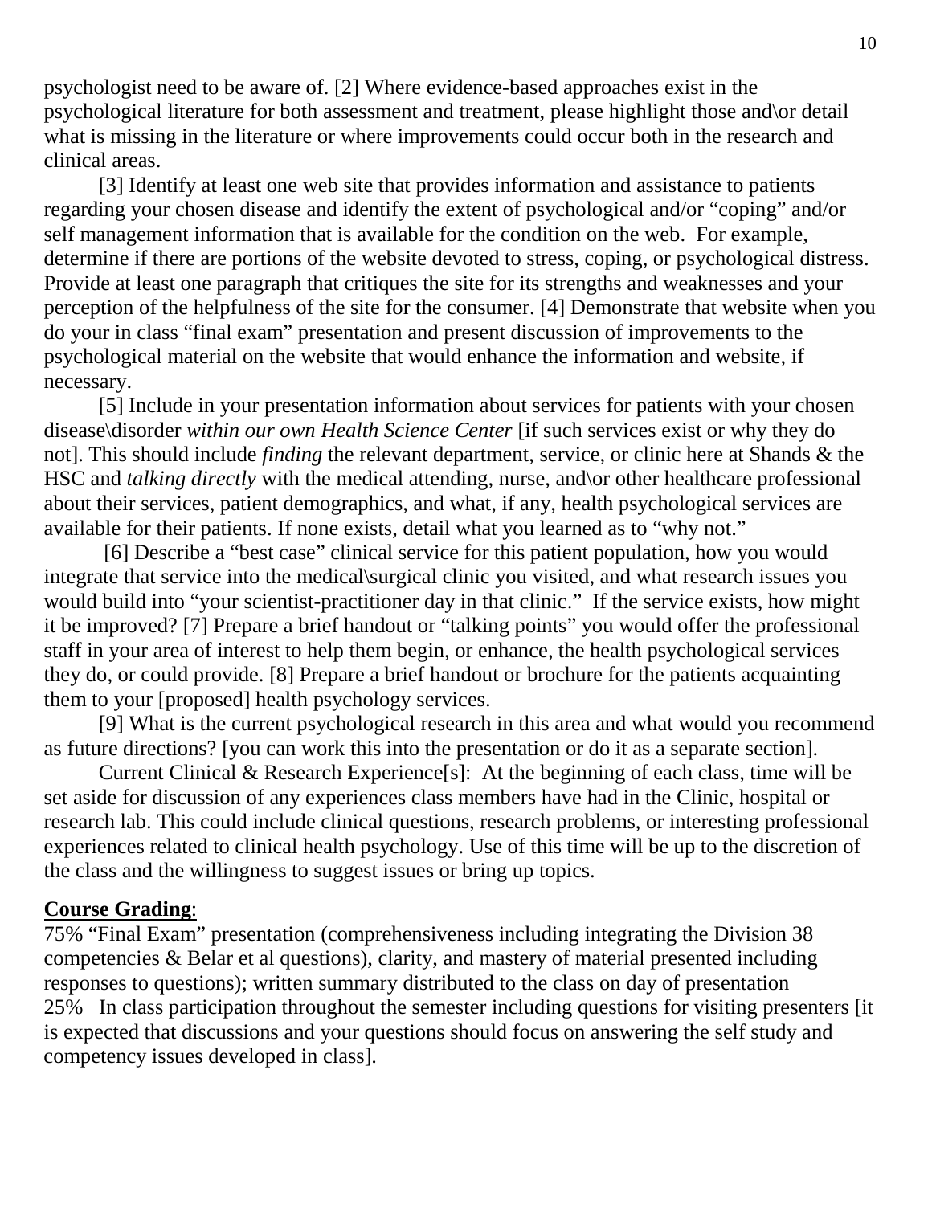psychologist need to be aware of. [2] Where evidence-based approaches exist in the psychological literature for both assessment and treatment, please highlight those and\or detail what is missing in the literature or where improvements could occur both in the research and clinical areas.

[3] Identify at least one web site that provides information and assistance to patients regarding your chosen disease and identify the extent of psychological and/or "coping" and/or self management information that is available for the condition on the web. For example, determine if there are portions of the website devoted to stress, coping, or psychological distress. Provide at least one paragraph that critiques the site for its strengths and weaknesses and your perception of the helpfulness of the site for the consumer. [4] Demonstrate that website when you do your in class "final exam" presentation and present discussion of improvements to the psychological material on the website that would enhance the information and website, if necessary.

[5] Include in your presentation information about services for patients with your chosen disease\disorder *within our own Health Science Center* [if such services exist or why they do not]. This should include *finding* the relevant department, service, or clinic here at Shands & the HSC and *talking directly* with the medical attending, nurse, and\or other healthcare professional about their services, patient demographics, and what, if any, health psychological services are available for their patients. If none exists, detail what you learned as to "why not."

[6] Describe a "best case" clinical service for this patient population, how you would integrate that service into the medical\surgical clinic you visited, and what research issues you would build into "your scientist-practitioner day in that clinic." If the service exists, how might it be improved? [7] Prepare a brief handout or "talking points" you would offer the professional staff in your area of interest to help them begin, or enhance, the health psychological services they do, or could provide. [8] Prepare a brief handout or brochure for the patients acquainting them to your [proposed] health psychology services.

[9] What is the current psychological research in this area and what would you recommend as future directions? [you can work this into the presentation or do it as a separate section].

Current Clinical & Research Experience[s]: At the beginning of each class, time will be set aside for discussion of any experiences class members have had in the Clinic, hospital or research lab. This could include clinical questions, research problems, or interesting professional experiences related to clinical health psychology. Use of this time will be up to the discretion of the class and the willingness to suggest issues or bring up topics.

**Course Grading**:

75% "Final Exam" presentation (comprehensiveness including integrating the Division 38 competencies & Belar et al questions), clarity, and mastery of material presented including responses to questions); written summary distributed to the class on day of presentation

25% In class participation throughout the semester including questions for visiting presenters [it is expected that discussions and your questions should focus on answering the self study and competency issues developed in class].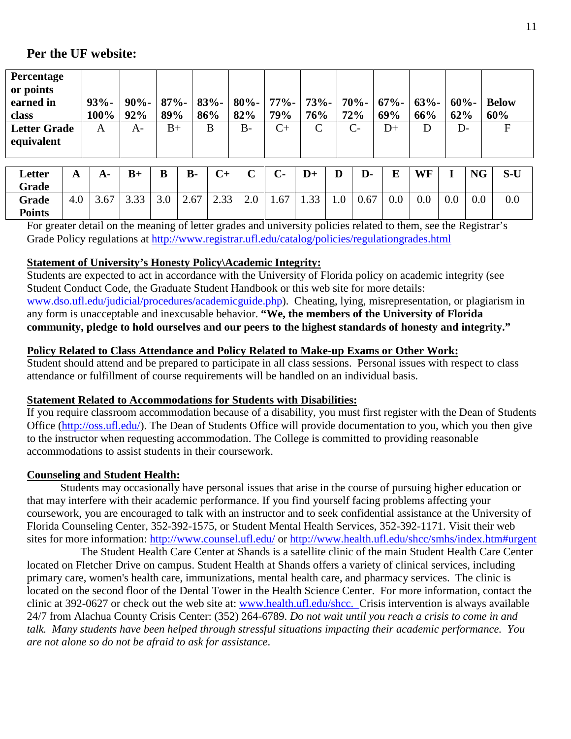## Per the UF website:

| Percentage or points earned in class | 93%-100% | 90%-92% | 87%-89% | 83%-86% | 80%-82% | 77%-79% | 73%-76% | 70%-72% | 67%-69% | 63%-66% | 60%-62% | Below 60% |
|---|---|---|---|---|---|---|---|---|---|---|---|---|
| **Letter Grade equivalent** | A | A- | B+ | B | B- | C+ | C | C- | D+ | D | D- | F |

| Letter Grade | A | A- | B+ | B | B- | C+ | C | C- | D+ | D | D- | E | WF | I | NG | S-U |
|---|---|---|---|---|---|---|---|---|---|---|---|---|---|---|---|---|
| **Grade Points** | 4.0 | 3.67 | 3.33 | 3.0 | 2.67 | 2.33 | 2.0 | 1.67 | 1.33 | 1.0 | 0.67 | 0.0 | 0.0 | 0.0 | 0.0 | 0.0 |

For greater detail on the meaning of letter grades and university policies related to them, see the Registrar's Grade Policy regulations at http://www.registrar.ufl.edu/catalog/policies/regulationgrades.html

**Statement of University's Honesty Policy\Academic Integrity:**

Students are expected to act in accordance with the University of Florida policy on academic integrity (see Student Conduct Code, the Graduate Student Handbook or this web site for more details: www.dso.ufl.edu/judicial/procedures/academicguide.php). Cheating, lying, misrepresentation, or plagiarism in any form is unacceptable and inexcusable behavior. **"We, the members of the University of Florida community, pledge to hold ourselves and our peers to the highest standards of honesty and integrity."**

**Policy Related to Class Attendance and Policy Related to Make-up Exams or Other Work:**

Student should attend and be prepared to participate in all class sessions. Personal issues with respect to class attendance or fulfillment of course requirements will be handled on an individual basis.

**Statement Related to Accommodations for Students with Disabilities:**

If you require classroom accommodation because of a disability, you must first register with the Dean of Students Office (http://oss.ufl.edu/). The Dean of Students Office will provide documentation to you, which you then give to the instructor when requesting accommodation. The College is committed to providing reasonable accommodations to assist students in their coursework.

**Counseling and Student Health:**

Students may occasionally have personal issues that arise in the course of pursuing higher education or that may interfere with their academic performance. If you find yourself facing problems affecting your coursework, you are encouraged to talk with an instructor and to seek confidential assistance at the University of Florida Counseling Center, 352-392-1575, or Student Mental Health Services, 352-392-1171. Visit their web sites for more information: http://www.counsel.ufl.edu/ or http://www.health.ufl.edu/shcc/smhs/index.htm#urgent

The Student Health Care Center at Shands is a satellite clinic of the main Student Health Care Center located on Fletcher Drive on campus. Student Health at Shands offers a variety of clinical services, including primary care, women's health care, immunizations, mental health care, and pharmacy services. The clinic is located on the second floor of the Dental Tower in the Health Science Center. For more information, contact the clinic at 392-0627 or check out the web site at: www.health.ufl.edu/shcc. Crisis intervention is always available 24/7 from Alachua County Crisis Center: (352) 264-6789. *Do not wait until you reach a crisis to come in and talk. Many students have been helped through stressful situations impacting their academic performance. You are not alone so do not be afraid to ask for assistance.*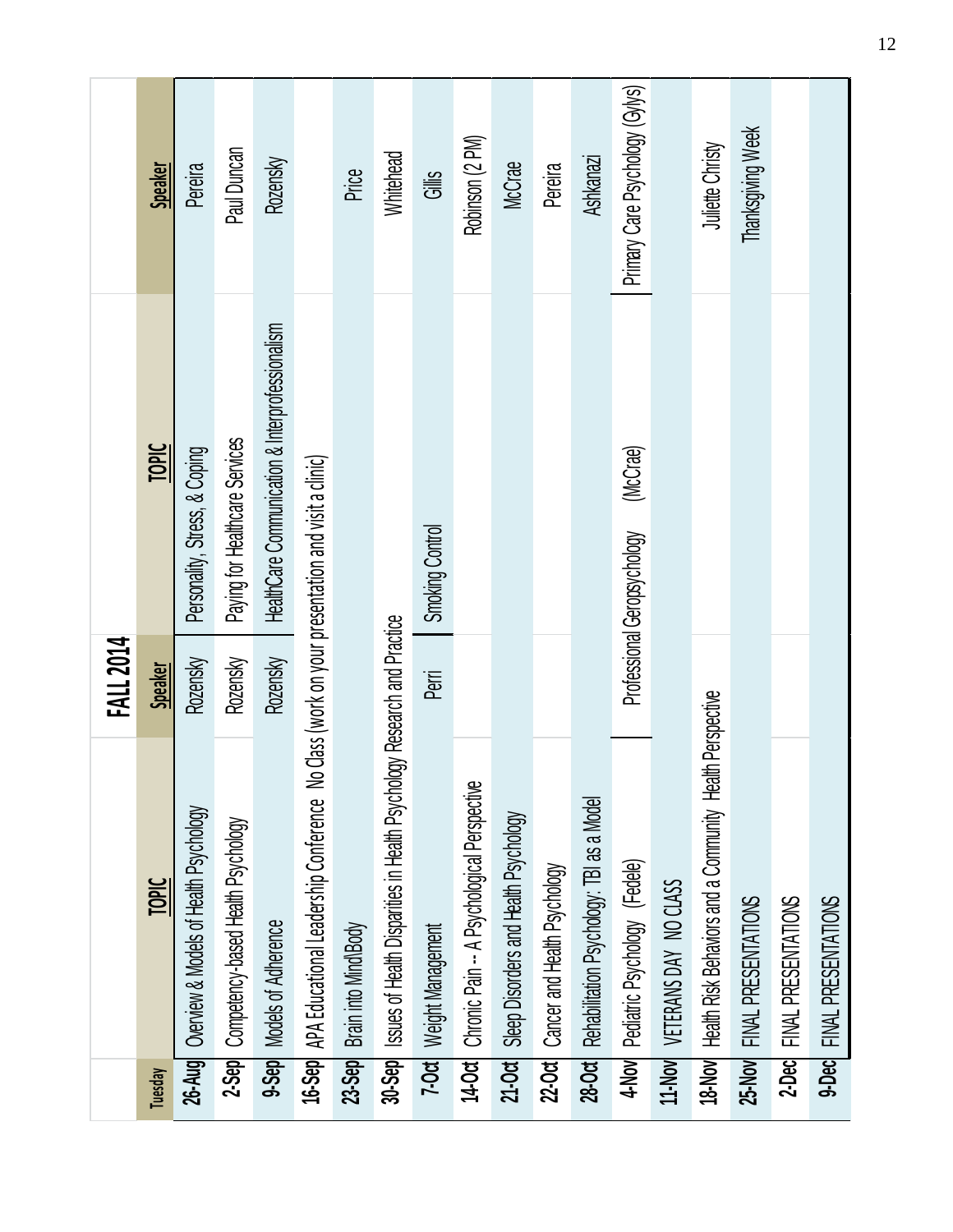# FALL 2014

| Tuesday | TOPIC | Speaker | TOPIC | Speaker |
|---|---|---|---|---|
| 26-Aug | Overview & Models of Health Psychology | Rozensky | Personality, Stress, & Coping | Pereira |
| 2-Sep | Competency-based Health Psychology | Rozensky | Paying for Healthcare Services | Paul Duncan |
| 9-Sep | Models of Adherence | Rozensky | HealthCare Communication & Interprofessionalism | Rozensky |
| 16-Sep | APA Educational Leadership Conference No Class (work on your presentation and visit a clinic) | | | |
| 23-Sep | Brain into Mind\Body | | | Price |
| 30-Sep | Issues of Health Disparities in Health Psychology Research and Practice | | | Whitehead |
| 7-Oct | Weight Management | Perri | Smoking Control | Gillis |
| 14-Oct | Chronic Pain -- A Psychological Perspective | | | Robinson (2 PM) |
| 21-Oct | Sleep Disorders and Health Psychology | | | McCrae |
| 22-Oct | Cancer and Health Psychology | | | Pereira |
| 28-Oct | Rehabilitation Psychology: TBI as a Model | | | Ashkanazi |
| 4-Nov | Pediatric Psychology (Fedele) | Professional Geropsychology | (McCrae) | Primary Care Psychology (Gylys) |
| 11-Nov | VETERANS DAY NO CLASS | | | |
| 18-Nov | Health Risk Behaviors and a Community Health Perspective | | | Juliette Christy |
| 25-Nov | FINAL PRESENTATIONS | | | Thanksgiving Week |
| 2-Dec | FINAL PRESENTATIONS | | | |
| 9-Dec | FINAL PRESENTATIONS | | | |